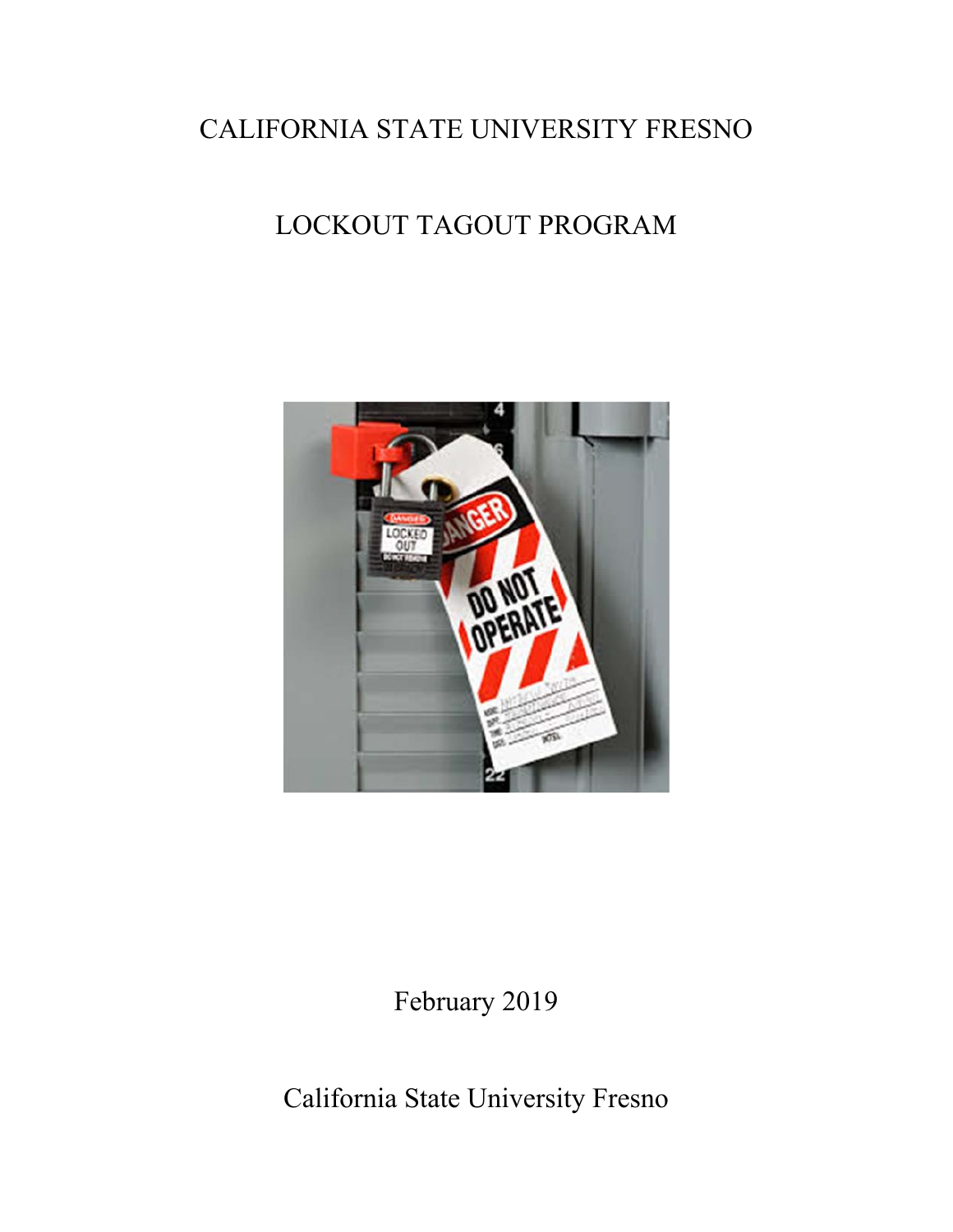# CALIFORNIA STATE UNIVERSITY FRESNO

# LOCKOUT TAGOUT PROGRAM

February 2019

California State University Fresno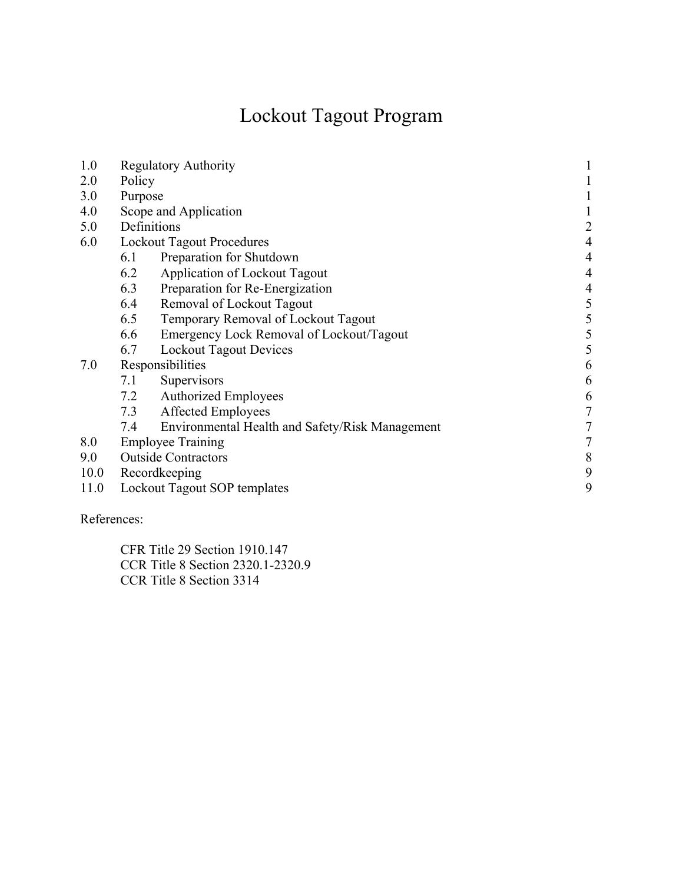# Lockout Tagout Program

| | | |
|---|---|---|
| 1.0 | Regulatory Authority | 1 |
| 2.0 | Policy | 1 |
| 3.0 | Purpose | 1 |
| 4.0 | Scope and Application | 1 |
| 5.0 | Definitions | 2 |
| 6.0 | Lockout Tagout Procedures | 4 |
| | 6.1 Preparation for Shutdown | 4 |
| | 6.2 Application of Lockout Tagout | 4 |
| | 6.3 Preparation for Re-Energization | 4 |
| | 6.4 Removal of Lockout Tagout | 5 |
| | 6.5 Temporary Removal of Lockout Tagout | 5 |
| | 6.6 Emergency Lock Removal of Lockout/Tagout | 5 |
| | 6.7 Lockout Tagout Devices | 5 |
| 7.0 | Responsibilities | 6 |
| | 7.1 Supervisors | 6 |
| | 7.2 Authorized Employees | 6 |
| | 7.3 Affected Employees | 7 |
| | 7.4 Environmental Health and Safety/Risk Management | 7 |
| 8.0 | Employee Training | 7 |
| 9.0 | Outside Contractors | 8 |
| 10.0 | Recordkeeping | 9 |
| 11.0 | Lockout Tagout SOP templates | 9 |

References:

CFR Title 29 Section 1910.147
CCR Title 8 Section 2320.1-2320.9
CCR Title 8 Section 3314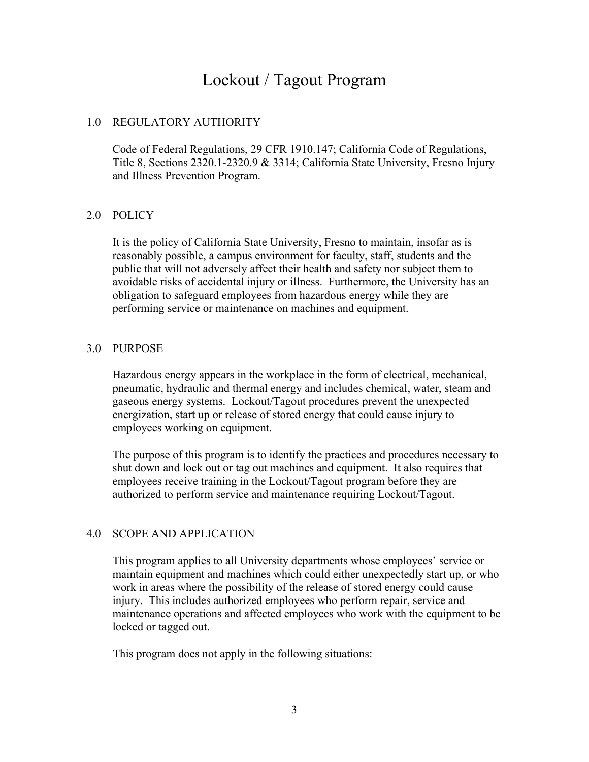# Lockout / Tagout Program

## 1.0 REGULATORY AUTHORITY

Code of Federal Regulations, 29 CFR 1910.147; California Code of Regulations, Title 8, Sections 2320.1-2320.9 & 3314; California State University, Fresno Injury and Illness Prevention Program.

## 2.0 POLICY

It is the policy of California State University, Fresno to maintain, insofar as is reasonably possible, a campus environment for faculty, staff, students and the public that will not adversely affect their health and safety nor subject them to avoidable risks of accidental injury or illness. Furthermore, the University has an obligation to safeguard employees from hazardous energy while they are performing service or maintenance on machines and equipment.

## 3.0 PURPOSE

Hazardous energy appears in the workplace in the form of electrical, mechanical, pneumatic, hydraulic and thermal energy and includes chemical, water, steam and gaseous energy systems. Lockout/Tagout procedures prevent the unexpected energization, start up or release of stored energy that could cause injury to employees working on equipment.

The purpose of this program is to identify the practices and procedures necessary to shut down and lock out or tag out machines and equipment. It also requires that employees receive training in the Lockout/Tagout program before they are authorized to perform service and maintenance requiring Lockout/Tagout.

## 4.0 SCOPE AND APPLICATION

This program applies to all University departments whose employees' service or maintain equipment and machines which could either unexpectedly start up, or who work in areas where the possibility of the release of stored energy could cause injury. This includes authorized employees who perform repair, service and maintenance operations and affected employees who work with the equipment to be locked or tagged out.

This program does not apply in the following situations: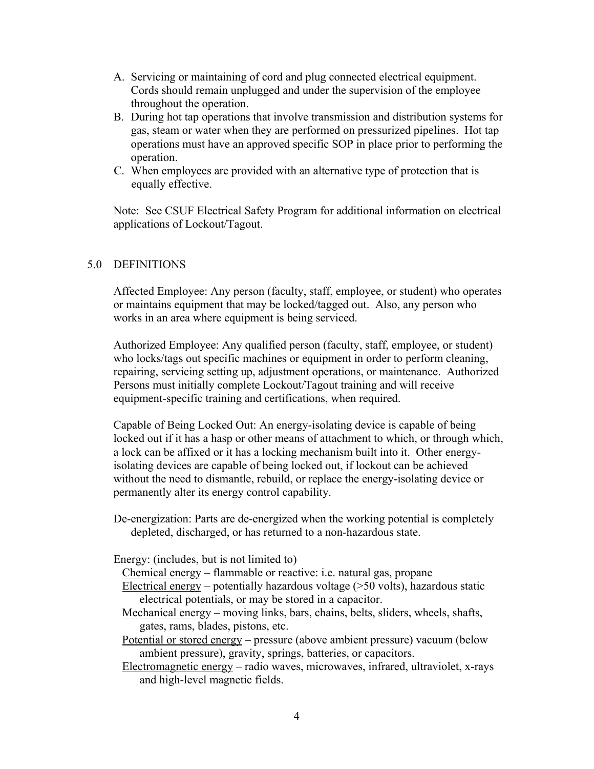A. Servicing or maintaining of cord and plug connected electrical equipment. Cords should remain unplugged and under the supervision of the employee throughout the operation.
B. During hot tap operations that involve transmission and distribution systems for gas, steam or water when they are performed on pressurized pipelines. Hot tap operations must have an approved specific SOP in place prior to performing the operation.
C. When employees are provided with an alternative type of protection that is equally effective.

Note: See CSUF Electrical Safety Program for additional information on electrical applications of Lockout/Tagout.

## 5.0 DEFINITIONS

Affected Employee: Any person (faculty, staff, employee, or student) who operates or maintains equipment that may be locked/tagged out. Also, any person who works in an area where equipment is being serviced.

Authorized Employee: Any qualified person (faculty, staff, employee, or student) who locks/tags out specific machines or equipment in order to perform cleaning, repairing, servicing setting up, adjustment operations, or maintenance. Authorized Persons must initially complete Lockout/Tagout training and will receive equipment-specific training and certifications, when required.

Capable of Being Locked Out: An energy-isolating device is capable of being locked out if it has a hasp or other means of attachment to which, or through which, a lock can be affixed or it has a locking mechanism built into it. Other energy-isolating devices are capable of being locked out, if lockout can be achieved without the need to dismantle, rebuild, or replace the energy-isolating device or permanently alter its energy control capability.

De-energization: Parts are de-energized when the working potential is completely depleted, discharged, or has returned to a non-hazardous state.

Energy: (includes, but is not limited to)

- Chemical energy – flammable or reactive: i.e. natural gas, propane
- Electrical energy – potentially hazardous voltage (>50 volts), hazardous static electrical potentials, or may be stored in a capacitor.
- Mechanical energy – moving links, bars, chains, belts, sliders, wheels, shafts, gates, rams, blades, pistons, etc.
- Potential or stored energy – pressure (above ambient pressure) vacuum (below ambient pressure), gravity, springs, batteries, or capacitors.
- Electromagnetic energy – radio waves, microwaves, infrared, ultraviolet, x-rays and high-level magnetic fields.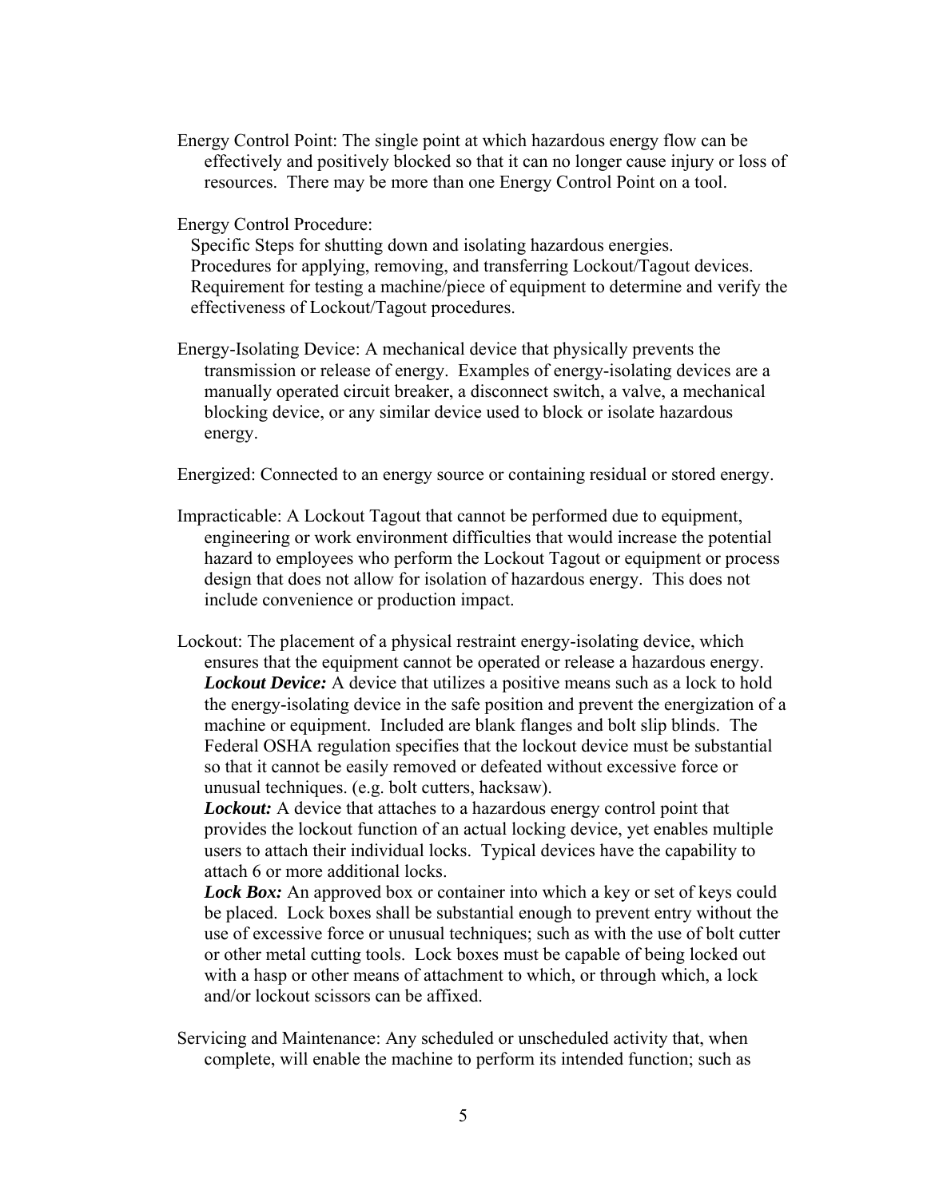Energy Control Point: The single point at which hazardous energy flow can be effectively and positively blocked so that it can no longer cause injury or loss of resources. There may be more than one Energy Control Point on a tool.

Energy Control Procedure:

Specific Steps for shutting down and isolating hazardous energies.
Procedures for applying, removing, and transferring Lockout/Tagout devices.
Requirement for testing a machine/piece of equipment to determine and verify the effectiveness of Lockout/Tagout procedures.

Energy-Isolating Device: A mechanical device that physically prevents the transmission or release of energy. Examples of energy-isolating devices are a manually operated circuit breaker, a disconnect switch, a valve, a mechanical blocking device, or any similar device used to block or isolate hazardous energy.

Energized: Connected to an energy source or containing residual or stored energy.

Impracticable: A Lockout Tagout that cannot be performed due to equipment, engineering or work environment difficulties that would increase the potential hazard to employees who perform the Lockout Tagout or equipment or process design that does not allow for isolation of hazardous energy. This does not include convenience or production impact.

Lockout: The placement of a physical restraint energy-isolating device, which ensures that the equipment cannot be operated or release a hazardous energy.

***Lockout Device:*** A device that utilizes a positive means such as a lock to hold the energy-isolating device in the safe position and prevent the energization of a machine or equipment. Included are blank flanges and bolt slip blinds. The Federal OSHA regulation specifies that the lockout device must be substantial so that it cannot be easily removed or defeated without excessive force or unusual techniques. (e.g. bolt cutters, hacksaw).

***Lockout:*** A device that attaches to a hazardous energy control point that provides the lockout function of an actual locking device, yet enables multiple users to attach their individual locks. Typical devices have the capability to attach 6 or more additional locks.

***Lock Box:*** An approved box or container into which a key or set of keys could be placed. Lock boxes shall be substantial enough to prevent entry without the use of excessive force or unusual techniques; such as with the use of bolt cutter or other metal cutting tools. Lock boxes must be capable of being locked out with a hasp or other means of attachment to which, or through which, a lock and/or lockout scissors can be affixed.

Servicing and Maintenance: Any scheduled or unscheduled activity that, when complete, will enable the machine to perform its intended function; such as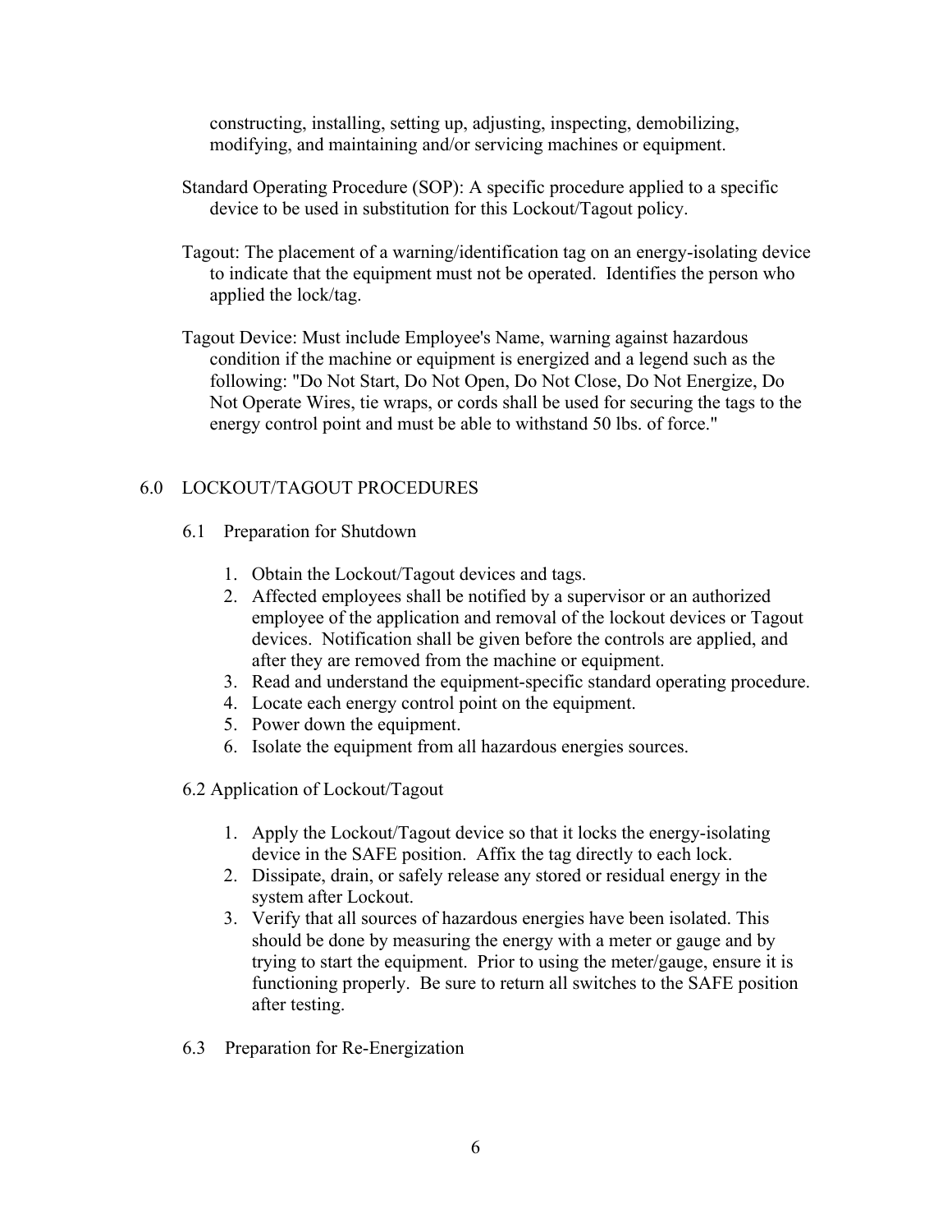constructing, installing, setting up, adjusting, inspecting, demobilizing, modifying, and maintaining and/or servicing machines or equipment.

Standard Operating Procedure (SOP): A specific procedure applied to a specific device to be used in substitution for this Lockout/Tagout policy.

Tagout: The placement of a warning/identification tag on an energy-isolating device to indicate that the equipment must not be operated. Identifies the person who applied the lock/tag.

Tagout Device: Must include Employee's Name, warning against hazardous condition if the machine or equipment is energized and a legend such as the following: "Do Not Start, Do Not Open, Do Not Close, Do Not Energize, Do Not Operate Wires, tie wraps, or cords shall be used for securing the tags to the energy control point and must be able to withstand 50 lbs. of force."

## 6.0 LOCKOUT/TAGOUT PROCEDURES

### 6.1 Preparation for Shutdown

1. Obtain the Lockout/Tagout devices and tags.
2. Affected employees shall be notified by a supervisor or an authorized employee of the application and removal of the lockout devices or Tagout devices. Notification shall be given before the controls are applied, and after they are removed from the machine or equipment.
3. Read and understand the equipment-specific standard operating procedure.
4. Locate each energy control point on the equipment.
5. Power down the equipment.
6. Isolate the equipment from all hazardous energies sources.

### 6.2 Application of Lockout/Tagout

1. Apply the Lockout/Tagout device so that it locks the energy-isolating device in the SAFE position. Affix the tag directly to each lock.
2. Dissipate, drain, or safely release any stored or residual energy in the system after Lockout.
3. Verify that all sources of hazardous energies have been isolated. This should be done by measuring the energy with a meter or gauge and by trying to start the equipment. Prior to using the meter/gauge, ensure it is functioning properly. Be sure to return all switches to the SAFE position after testing.

### 6.3 Preparation for Re-Energization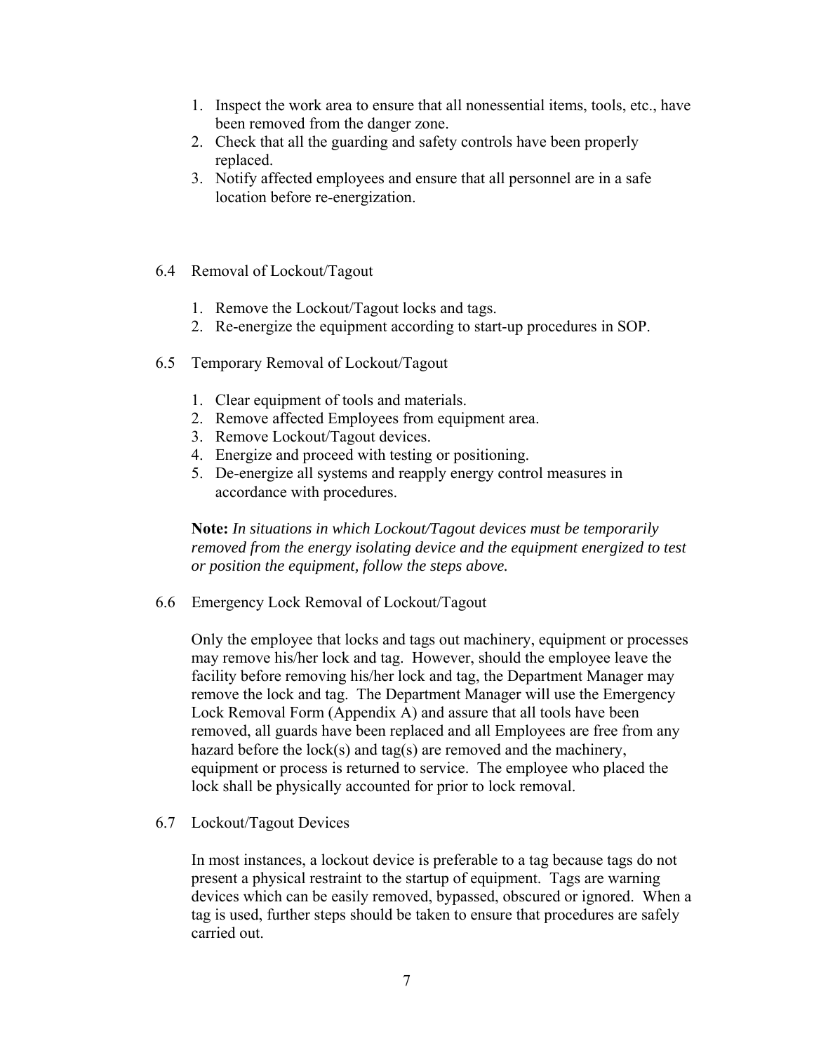1. Inspect the work area to ensure that all nonessential items, tools, etc., have been removed from the danger zone.
2. Check that all the guarding and safety controls have been properly replaced.
3. Notify affected employees and ensure that all personnel are in a safe location before re-energization.

6.4 Removal of Lockout/Tagout

1. Remove the Lockout/Tagout locks and tags.
2. Re-energize the equipment according to start-up procedures in SOP.

6.5 Temporary Removal of Lockout/Tagout

1. Clear equipment of tools and materials.
2. Remove affected Employees from equipment area.
3. Remove Lockout/Tagout devices.
4. Energize and proceed with testing or positioning.
5. De-energize all systems and reapply energy control measures in accordance with procedures.

**Note:** *In situations in which Lockout/Tagout devices must be temporarily removed from the energy isolating device and the equipment energized to test or position the equipment, follow the steps above.*

6.6 Emergency Lock Removal of Lockout/Tagout

Only the employee that locks and tags out machinery, equipment or processes may remove his/her lock and tag. However, should the employee leave the facility before removing his/her lock and tag, the Department Manager may remove the lock and tag. The Department Manager will use the Emergency Lock Removal Form (Appendix A) and assure that all tools have been removed, all guards have been replaced and all Employees are free from any hazard before the lock(s) and tag(s) are removed and the machinery, equipment or process is returned to service. The employee who placed the lock shall be physically accounted for prior to lock removal.

6.7 Lockout/Tagout Devices

In most instances, a lockout device is preferable to a tag because tags do not present a physical restraint to the startup of equipment. Tags are warning devices which can be easily removed, bypassed, obscured or ignored. When a tag is used, further steps should be taken to ensure that procedures are safely carried out.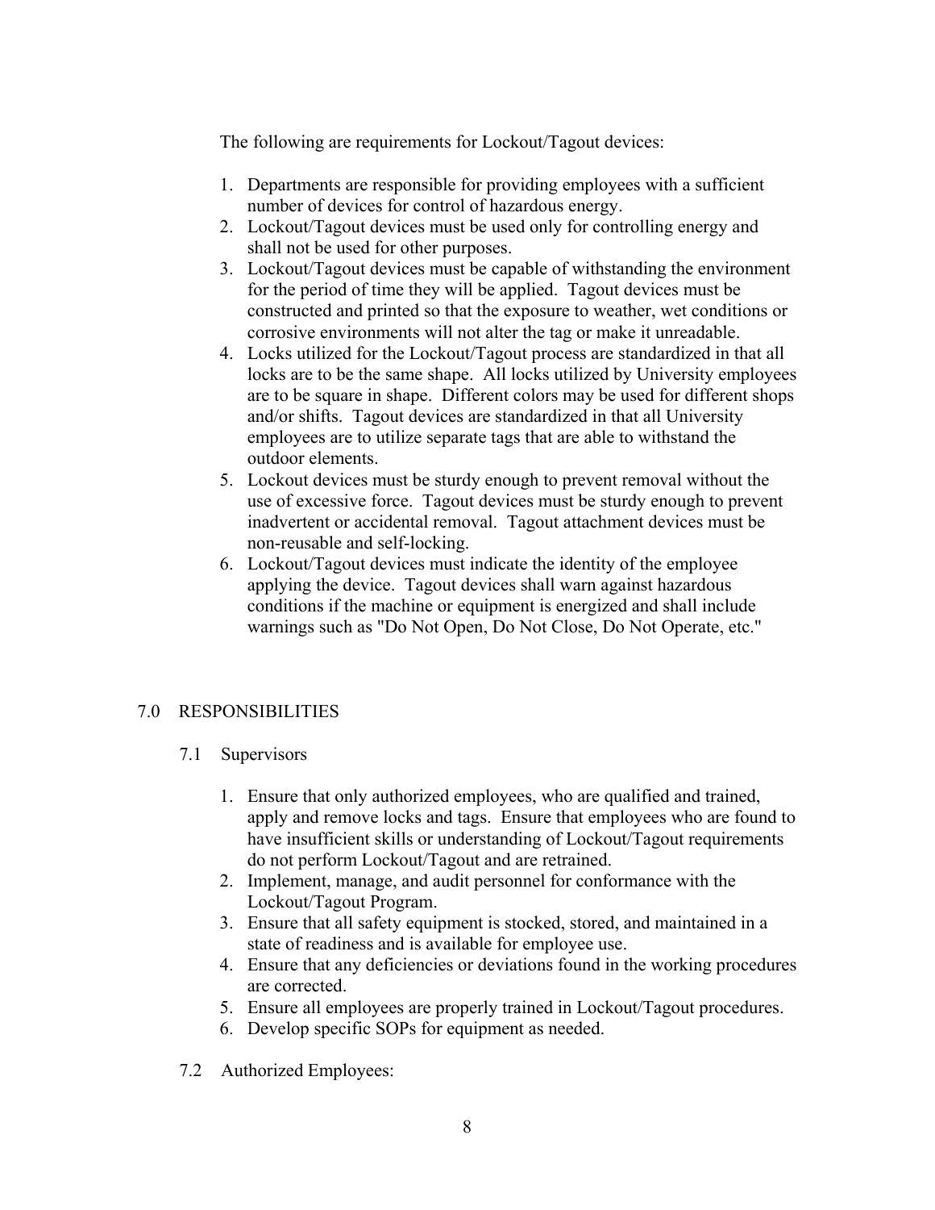The following are requirements for Lockout/Tagout devices:

1. Departments are responsible for providing employees with a sufficient number of devices for control of hazardous energy.
2. Lockout/Tagout devices must be used only for controlling energy and shall not be used for other purposes.
3. Lockout/Tagout devices must be capable of withstanding the environment for the period of time they will be applied. Tagout devices must be constructed and printed so that the exposure to weather, wet conditions or corrosive environments will not alter the tag or make it unreadable.
4. Locks utilized for the Lockout/Tagout process are standardized in that all locks are to be the same shape. All locks utilized by University employees are to be square in shape. Different colors may be used for different shops and/or shifts. Tagout devices are standardized in that all University employees are to utilize separate tags that are able to withstand the outdoor elements.
5. Lockout devices must be sturdy enough to prevent removal without the use of excessive force. Tagout devices must be sturdy enough to prevent inadvertent or accidental removal. Tagout attachment devices must be non-reusable and self-locking.
6. Lockout/Tagout devices must indicate the identity of the employee applying the device. Tagout devices shall warn against hazardous conditions if the machine or equipment is energized and shall include warnings such as "Do Not Open, Do Not Close, Do Not Operate, etc."

## 7.0 RESPONSIBILITIES

### 7.1 Supervisors

1. Ensure that only authorized employees, who are qualified and trained, apply and remove locks and tags. Ensure that employees who are found to have insufficient skills or understanding of Lockout/Tagout requirements do not perform Lockout/Tagout and are retrained.
2. Implement, manage, and audit personnel for conformance with the Lockout/Tagout Program.
3. Ensure that all safety equipment is stocked, stored, and maintained in a state of readiness and is available for employee use.
4. Ensure that any deficiencies or deviations found in the working procedures are corrected.
5. Ensure all employees are properly trained in Lockout/Tagout procedures.
6. Develop specific SOPs for equipment as needed.

### 7.2 Authorized Employees: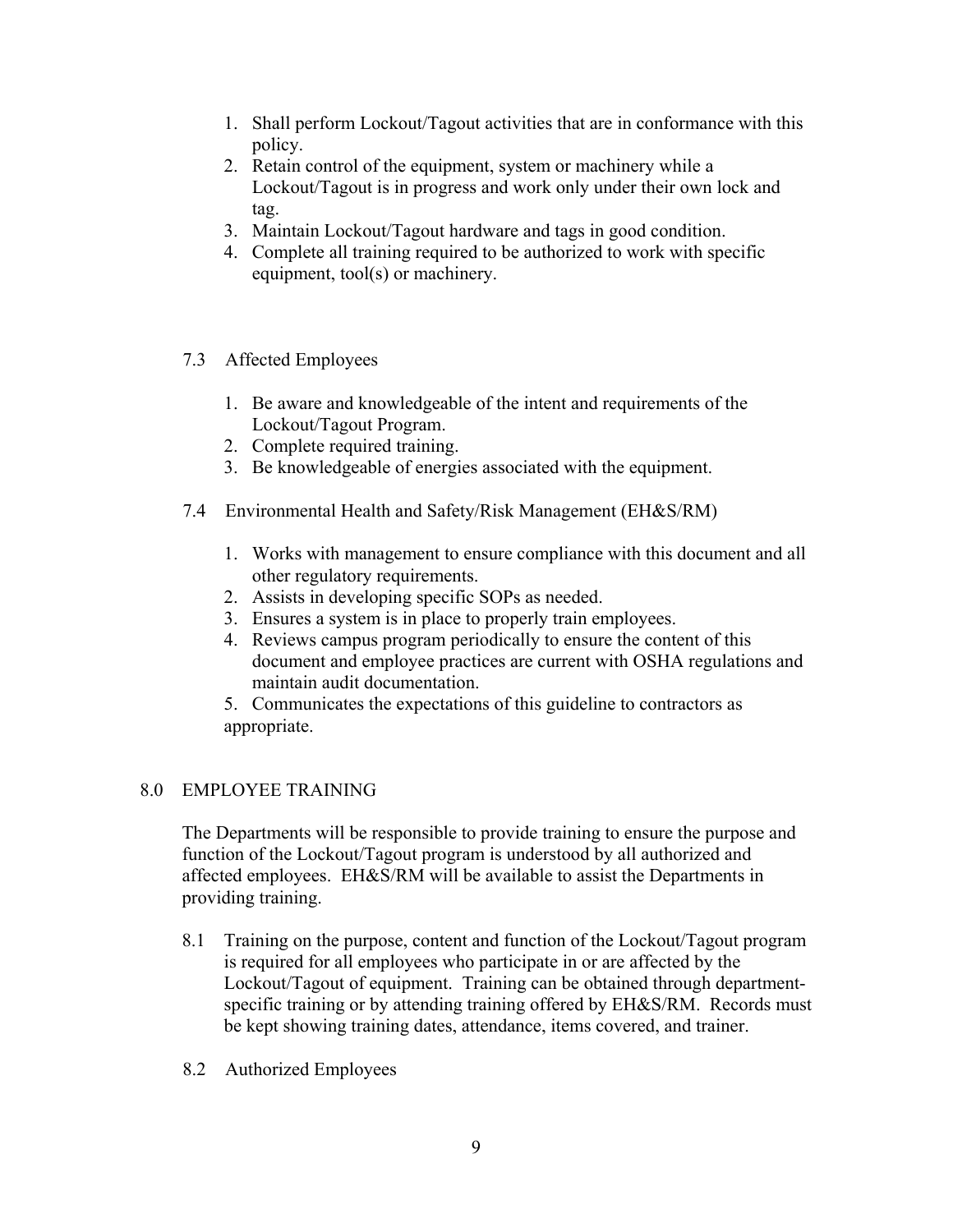1. Shall perform Lockout/Tagout activities that are in conformance with this policy.
2. Retain control of the equipment, system or machinery while a Lockout/Tagout is in progress and work only under their own lock and tag.
3. Maintain Lockout/Tagout hardware and tags in good condition.
4. Complete all training required to be authorized to work with specific equipment, tool(s) or machinery.

### 7.3 Affected Employees

1. Be aware and knowledgeable of the intent and requirements of the Lockout/Tagout Program.
2. Complete required training.
3. Be knowledgeable of energies associated with the equipment.

### 7.4 Environmental Health and Safety/Risk Management (EH&S/RM)

1. Works with management to ensure compliance with this document and all other regulatory requirements.
2. Assists in developing specific SOPs as needed.
3. Ensures a system is in place to properly train employees.
4. Reviews campus program periodically to ensure the content of this document and employee practices are current with OSHA regulations and maintain audit documentation.
5. Communicates the expectations of this guideline to contractors as appropriate.

## 8.0 EMPLOYEE TRAINING

The Departments will be responsible to provide training to ensure the purpose and function of the Lockout/Tagout program is understood by all authorized and affected employees. EH&S/RM will be available to assist the Departments in providing training.

8.1 Training on the purpose, content and function of the Lockout/Tagout program is required for all employees who participate in or are affected by the Lockout/Tagout of equipment. Training can be obtained through department-specific training or by attending training offered by EH&S/RM. Records must be kept showing training dates, attendance, items covered, and trainer.

### 8.2 Authorized Employees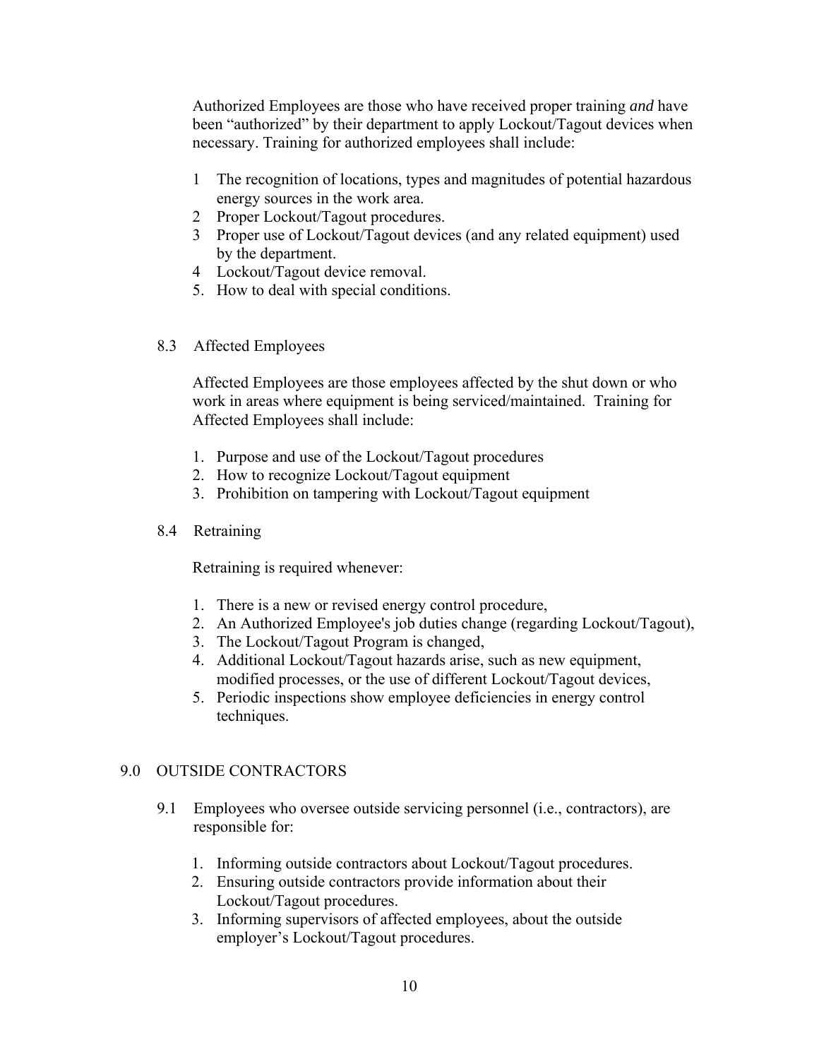Authorized Employees are those who have received proper training *and* have been "authorized" by their department to apply Lockout/Tagout devices when necessary. Training for authorized employees shall include:

1. The recognition of locations, types and magnitudes of potential hazardous energy sources in the work area.
2. Proper Lockout/Tagout procedures.
3. Proper use of Lockout/Tagout devices (and any related equipment) used by the department.
4. Lockout/Tagout device removal.
5. How to deal with special conditions.

### 8.3 Affected Employees

Affected Employees are those employees affected by the shut down or who work in areas where equipment is being serviced/maintained. Training for Affected Employees shall include:

1. Purpose and use of the Lockout/Tagout procedures
2. How to recognize Lockout/Tagout equipment
3. Prohibition on tampering with Lockout/Tagout equipment

### 8.4 Retraining

Retraining is required whenever:

1. There is a new or revised energy control procedure,
2. An Authorized Employee's job duties change (regarding Lockout/Tagout),
3. The Lockout/Tagout Program is changed,
4. Additional Lockout/Tagout hazards arise, such as new equipment, modified processes, or the use of different Lockout/Tagout devices,
5. Periodic inspections show employee deficiencies in energy control techniques.

## 9.0 OUTSIDE CONTRACTORS

9.1 Employees who oversee outside servicing personnel (i.e., contractors), are responsible for:

1. Informing outside contractors about Lockout/Tagout procedures.
2. Ensuring outside contractors provide information about their Lockout/Tagout procedures.
3. Informing supervisors of affected employees, about the outside employer's Lockout/Tagout procedures.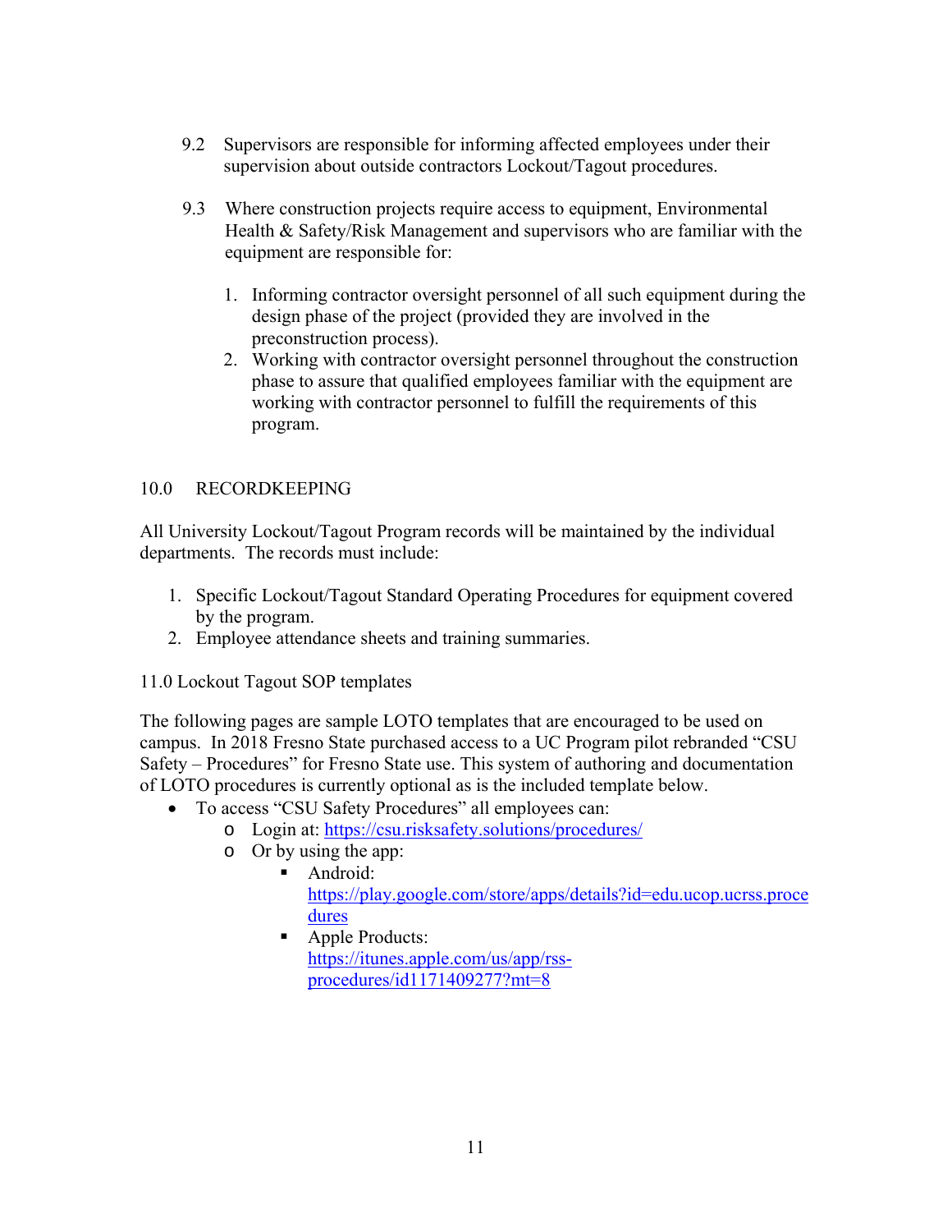9.2 Supervisors are responsible for informing affected employees under their supervision about outside contractors Lockout/Tagout procedures.

9.3 Where construction projects require access to equipment, Environmental Health & Safety/Risk Management and supervisors who are familiar with the equipment are responsible for:

1. Informing contractor oversight personnel of all such equipment during the design phase of the project (provided they are involved in the preconstruction process).
2. Working with contractor oversight personnel throughout the construction phase to assure that qualified employees familiar with the equipment are working with contractor personnel to fulfill the requirements of this program.

## 10.0 RECORDKEEPING

All University Lockout/Tagout Program records will be maintained by the individual departments. The records must include:

1. Specific Lockout/Tagout Standard Operating Procedures for equipment covered by the program.
2. Employee attendance sheets and training summaries.

## 11.0 Lockout Tagout SOP templates

The following pages are sample LOTO templates that are encouraged to be used on campus. In 2018 Fresno State purchased access to a UC Program pilot rebranded "CSU Safety – Procedures" for Fresno State use. This system of authoring and documentation of LOTO procedures is currently optional as is the included template below.

- To access "CSU Safety Procedures" all employees can:
  - Login at: https://csu.risksafety.solutions/procedures/
  - Or by using the app:
    - Android: https://play.google.com/store/apps/details?id=edu.ucop.ucrss.procedures
    - Apple Products: https://itunes.apple.com/us/app/rss-procedures/id1171409277?mt=8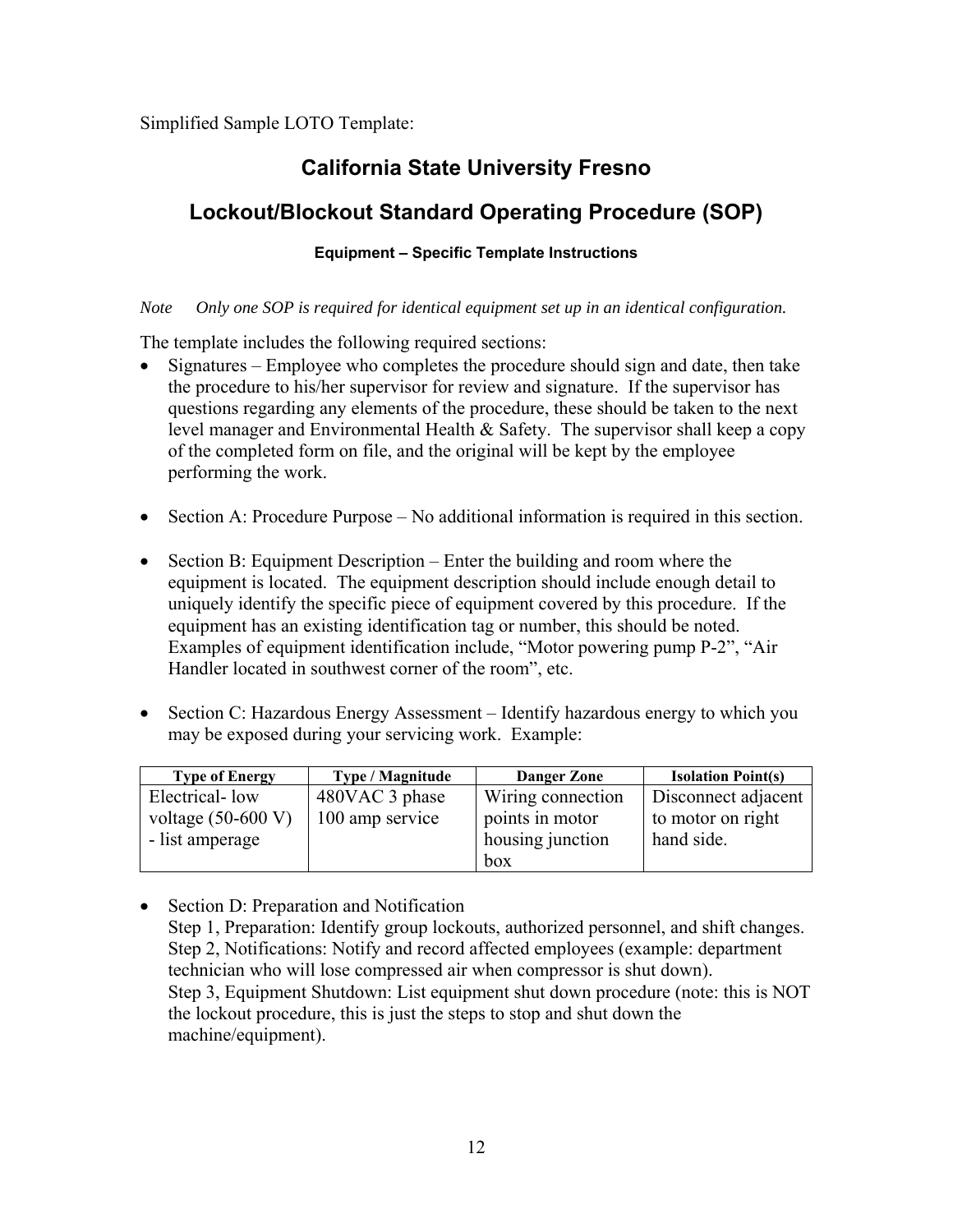Simplified Sample LOTO Template:

# California State University Fresno

# Lockout/Blockout Standard Operating Procedure (SOP)

#### Equipment – Specific Template Instructions

*Note Only one SOP is required for identical equipment set up in an identical configuration.*

The template includes the following required sections:

- Signatures – Employee who completes the procedure should sign and date, then take the procedure to his/her supervisor for review and signature. If the supervisor has questions regarding any elements of the procedure, these should be taken to the next level manager and Environmental Health & Safety. The supervisor shall keep a copy of the completed form on file, and the original will be kept by the employee performing the work.

- Section A: Procedure Purpose – No additional information is required in this section.

- Section B: Equipment Description – Enter the building and room where the equipment is located. The equipment description should include enough detail to uniquely identify the specific piece of equipment covered by this procedure. If the equipment has an existing identification tag or number, this should be noted. Examples of equipment identification include, "Motor powering pump P-2", "Air Handler located in southwest corner of the room", etc.

- Section C: Hazardous Energy Assessment – Identify hazardous energy to which you may be exposed during your servicing work. Example:

| Type of Energy | Type / Magnitude | Danger Zone | Isolation Point(s) |
|---|---|---|---|
| Electrical- low voltage (50-600 V) - list amperage | 480VAC 3 phase 100 amp service | Wiring connection points in motor housing junction box | Disconnect adjacent to motor on right hand side. |

- Section D: Preparation and Notification
  Step 1, Preparation: Identify group lockouts, authorized personnel, and shift changes.
  Step 2, Notifications: Notify and record affected employees (example: department technician who will lose compressed air when compressor is shut down).
  Step 3, Equipment Shutdown: List equipment shut down procedure (note: this is NOT the lockout procedure, this is just the steps to stop and shut down the machine/equipment).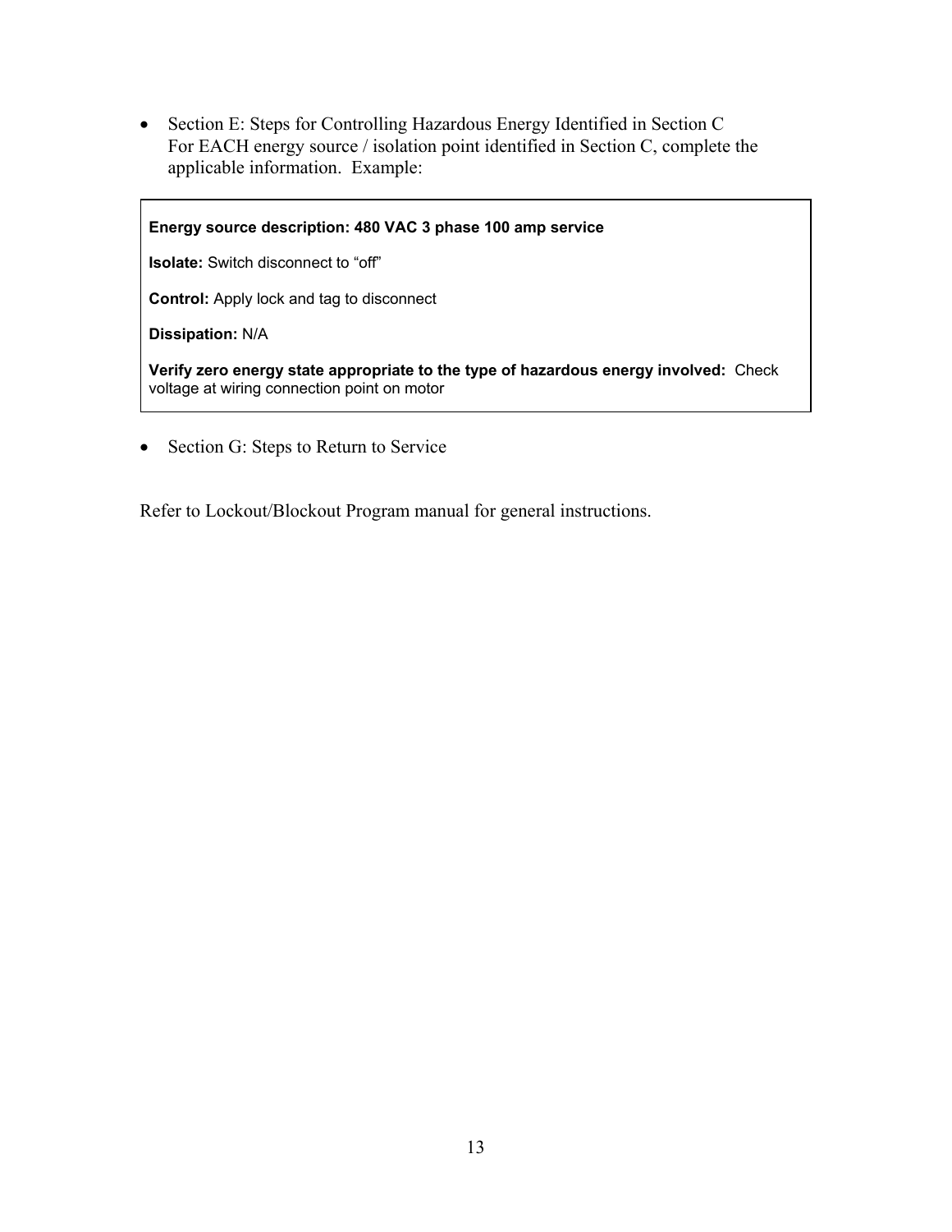- Section E: Steps for Controlling Hazardous Energy Identified in Section C
  For EACH energy source / isolation point identified in Section C, complete the applicable information. Example:

> **Energy source description: 480 VAC 3 phase 100 amp service**
>
> **Isolate:** Switch disconnect to "off"
>
> **Control:** Apply lock and tag to disconnect
>
> **Dissipation:** N/A
>
> **Verify zero energy state appropriate to the type of hazardous energy involved:** Check voltage at wiring connection point on motor

- Section G: Steps to Return to Service

Refer to Lockout/Blockout Program manual for general instructions.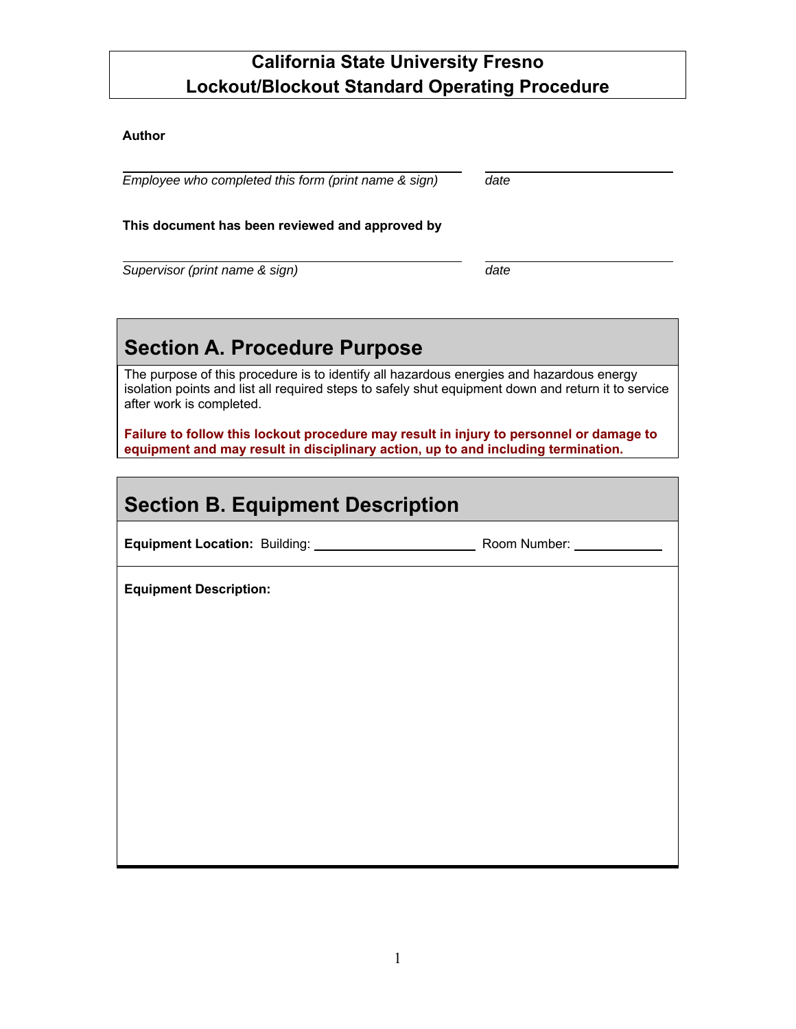# California State University Fresno
# Lockout/Blockout Standard Operating Procedure

**Author**

_________________________________ _________________

*Employee who completed this form (print name & sign)* *date*

**This document has been reviewed and approved by**

_________________________________ _________________

*Supervisor (print name & sign)* *date*

## Section A. Procedure Purpose

The purpose of this procedure is to identify all hazardous energies and hazardous energy isolation points and list all required steps to safely shut equipment down and return it to service after work is completed.

**Failure to follow this lockout procedure may result in injury to personnel or damage to equipment and may result in disciplinary action, up to and including termination.**

## Section B. Equipment Description

**Equipment Location:** Building: ____________________ Room Number: __________

**Equipment Description:**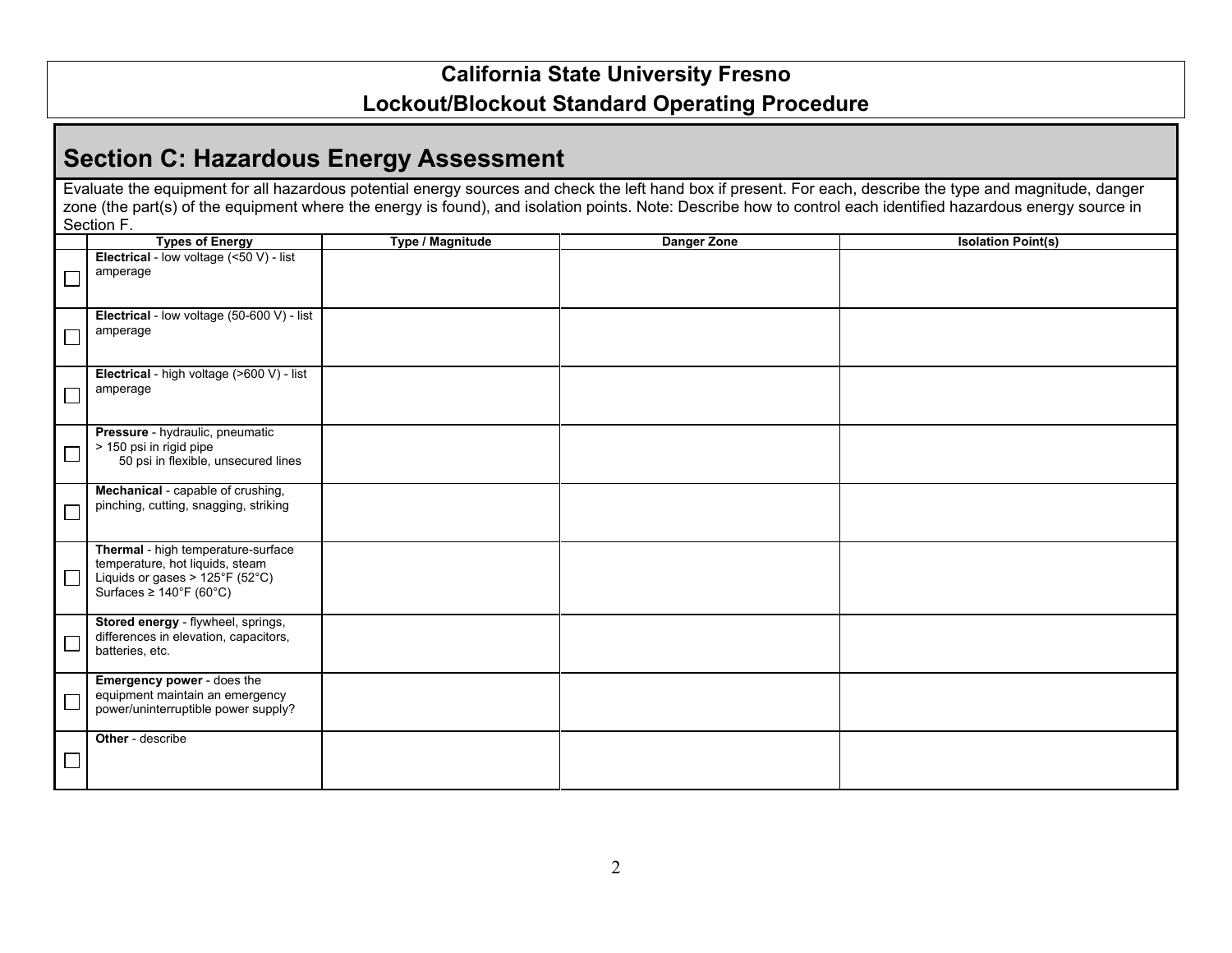# California State University Fresno
## Lockout/Blockout Standard Operating Procedure

## Section C: Hazardous Energy Assessment

Evaluate the equipment for all hazardous potential energy sources and check the left hand box if present. For each, describe the type and magnitude, danger zone (the part(s) of the equipment where the energy is found), and isolation points. Note: Describe how to control each identified hazardous energy source in Section F.

| | Types of Energy | Type / Magnitude | Danger Zone | Isolation Point(s) |
|---|---|---|---|---|
| ☐ | **Electrical** - low voltage (<50 V) - list amperage | | | |
| ☐ | **Electrical** - low voltage (50-600 V) - list amperage | | | |
| ☐ | **Electrical** - high voltage (>600 V) - list amperage | | | |
| ☐ | **Pressure** - hydraulic, pneumatic > 150 psi in rigid pipe 50 psi in flexible, unsecured lines | | | |
| ☐ | **Mechanical** - capable of crushing, pinching, cutting, snagging, striking | | | |
| ☐ | **Thermal** - high temperature-surface temperature, hot liquids, steam Liquids or gases > 125°F (52°C) Surfaces ≥ 140°F (60°C) | | | |
| ☐ | **Stored energy** - flywheel, springs, differences in elevation, capacitors, batteries, etc. | | | |
| ☐ | **Emergency power** - does the equipment maintain an emergency power/uninterruptible power supply? | | | |
| ☐ | **Other** - describe | | | |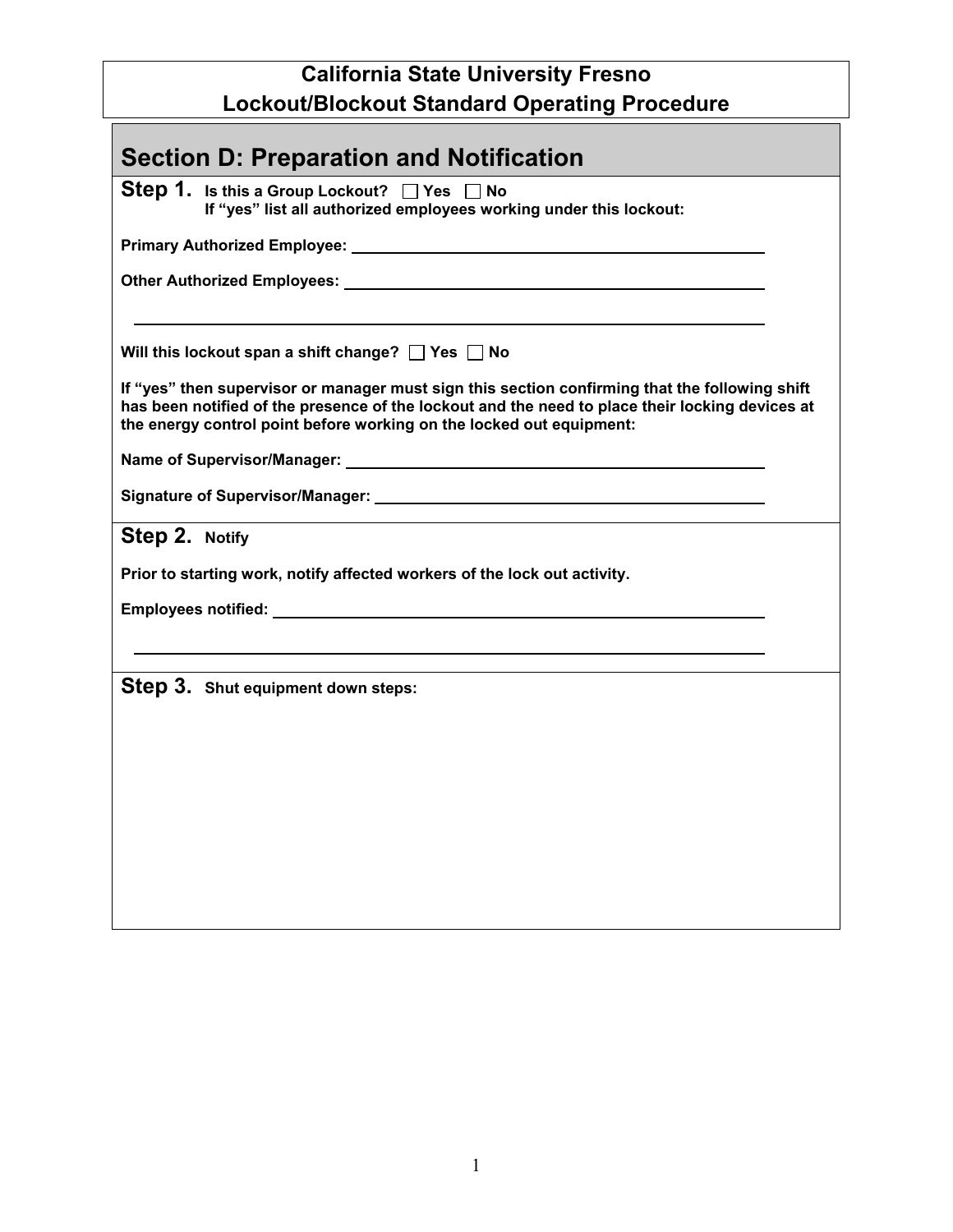# California State University Fresno
# Lockout/Blockout Standard Operating Procedure

## Section D: Preparation and Notification

**Step 1.** **Is this a Group Lockout?** ☐ **Yes** ☐ **No**
**If "yes" list all authorized employees working under this lockout:**

**Primary Authorized Employee:** ______________________________________________

**Other Authorized Employees:** ______________________________________________

______________________________________________________________________

**Will this lockout span a shift change?** ☐ **Yes** ☐ **No**

**If "yes" then supervisor or manager must sign this section confirming that the following shift has been notified of the presence of the lockout and the need to place their locking devices at the energy control point before working on the locked out equipment:**

**Name of Supervisor/Manager:** ______________________________________________

**Signature of Supervisor/Manager:** ___________________________________________

**Step 2.** **Notify**

**Prior to starting work, notify affected workers of the lock out activity.**

**Employees notified:** ______________________________________________________

______________________________________________________________________

**Step 3.** **Shut equipment down steps:**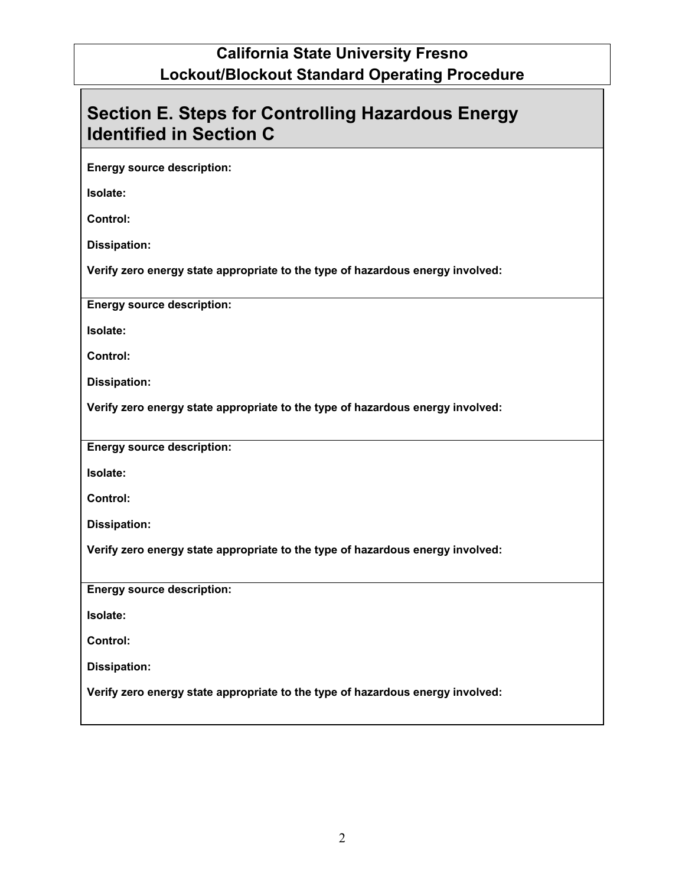**California State University Fresno**
**Lockout/Blockout Standard Operating Procedure**

## Section E. Steps for Controlling Hazardous Energy Identified in Section C

**Energy source description:**

**Isolate:**

**Control:**

**Dissipation:**

**Verify zero energy state appropriate to the type of hazardous energy involved:**

---

**Energy source description:**

**Isolate:**

**Control:**

**Dissipation:**

**Verify zero energy state appropriate to the type of hazardous energy involved:**

---

**Energy source description:**

**Isolate:**

**Control:**

**Dissipation:**

**Verify zero energy state appropriate to the type of hazardous energy involved:**

---

**Energy source description:**

**Isolate:**

**Control:**

**Dissipation:**

**Verify zero energy state appropriate to the type of hazardous energy involved:**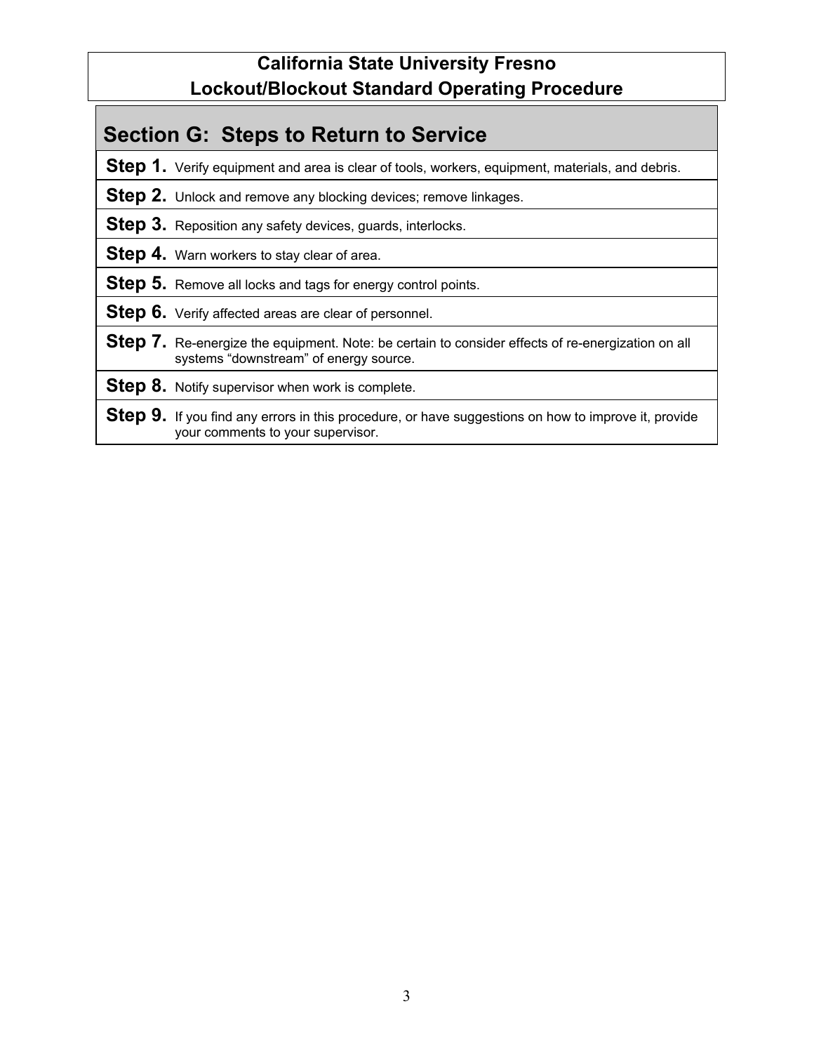# California State University Fresno
# Lockout/Blockout Standard Operating Procedure

## Section G: Steps to Return to Service

**Step 1.** Verify equipment and area is clear of tools, workers, equipment, materials, and debris.

**Step 2.** Unlock and remove any blocking devices; remove linkages.

**Step 3.** Reposition any safety devices, guards, interlocks.

**Step 4.** Warn workers to stay clear of area.

**Step 5.** Remove all locks and tags for energy control points.

**Step 6.** Verify affected areas are clear of personnel.

**Step 7.** Re-energize the equipment. Note: be certain to consider effects of re-energization on all systems "downstream" of energy source.

**Step 8.** Notify supervisor when work is complete.

**Step 9.** If you find any errors in this procedure, or have suggestions on how to improve it, provide your comments to your supervisor.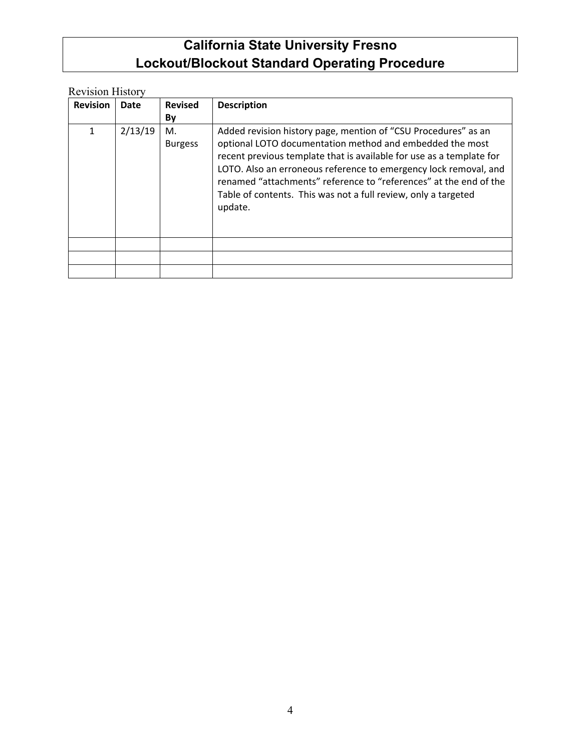# California State University Fresno
# Lockout/Blockout Standard Operating Procedure

Revision History

| Revision | Date | Revised By | Description |
|---|---|---|---|
| 1 | 2/13/19 | M. Burgess | Added revision history page, mention of "CSU Procedures" as an optional LOTO documentation method and embedded the most recent previous template that is available for use as a template for LOTO. Also an erroneous reference to emergency lock removal, and renamed "attachments" reference to "references" at the end of the Table of contents. This was not a full review, only a targeted update. |
| | | | |
| | | | |
| | | | |